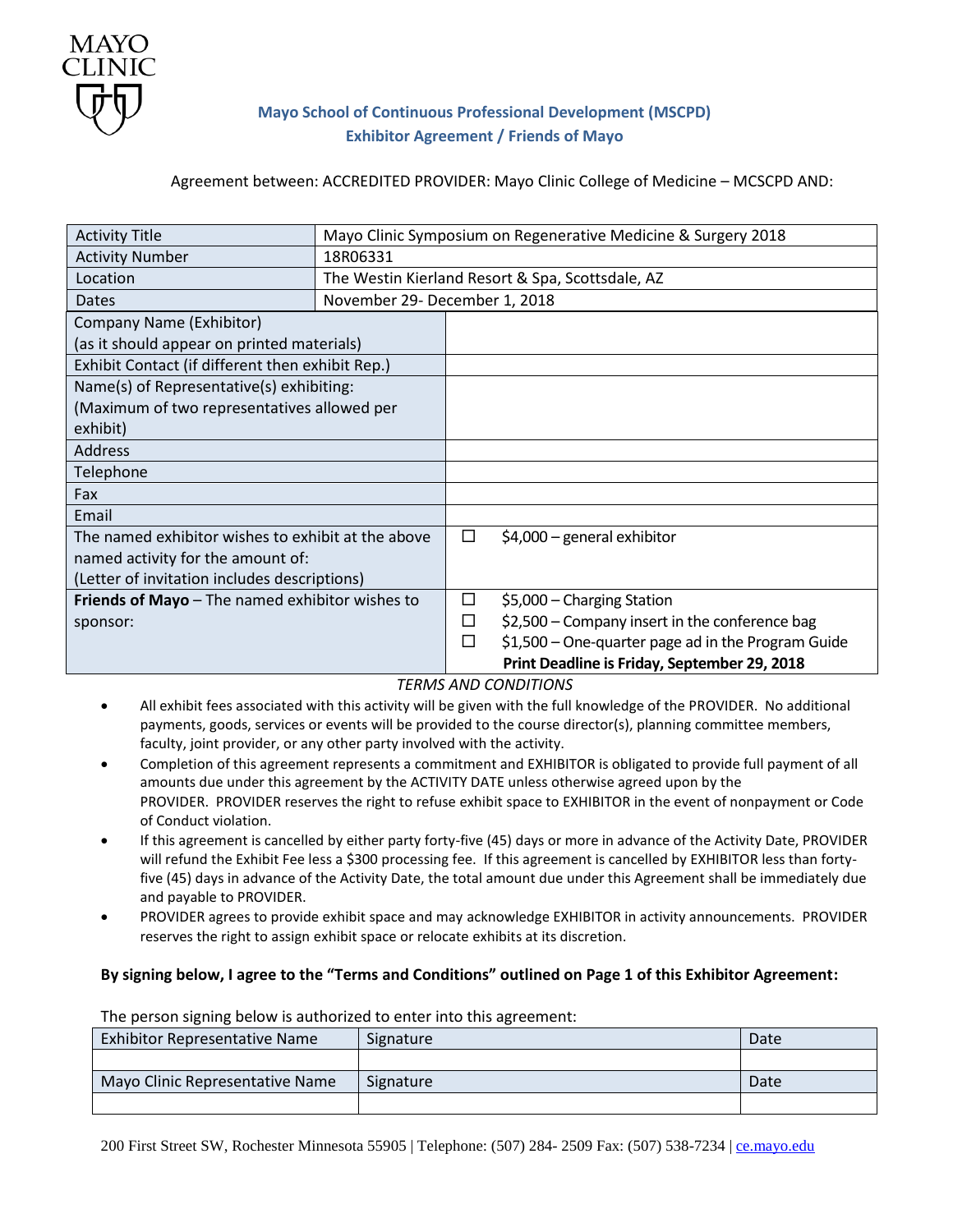MAYO CLINIC

## Mayo School of Continuous Professional Development (MSCPD)
## Exhibitor Agreement / Friends of Mayo

Agreement between: ACCREDITED PROVIDER: Mayo Clinic College of Medicine – MCSCPD AND:

| Activity Title | Mayo Clinic Symposium on Regenerative Medicine & Surgery 2018 |
|---|---|
| Activity Number | 18R06331 |
| Location | The Westin Kierland Resort & Spa, Scottsdale, AZ |
| Dates | November 29- December 1, 2018 |
| Company Name (Exhibitor) (as it should appear on printed materials) | |
| Exhibit Contact (if different then exhibit Rep.) | |
| Name(s) of Representative(s) exhibiting: (Maximum of two representatives allowed per exhibit) | |
| Address | |
| Telephone | |
| Fax | |
| Email | |
| The named exhibitor wishes to exhibit at the above named activity for the amount of: (Letter of invitation includes descriptions) | ☐ $4,000 – general exhibitor |
| **Friends of Mayo** – The named exhibitor wishes to sponsor: | ☐ $5,000 – Charging Station<br>☐ $2,500 – Company insert in the conference bag<br>☐ $1,500 – One-quarter page ad in the Program Guide<br>**Print Deadline is Friday, September 29, 2018** |

*TERMS AND CONDITIONS*

- All exhibit fees associated with this activity will be given with the full knowledge of the PROVIDER. No additional payments, goods, services or events will be provided to the course director(s), planning committee members, faculty, joint provider, or any other party involved with the activity.
- Completion of this agreement represents a commitment and EXHIBITOR is obligated to provide full payment of all amounts due under this agreement by the ACTIVITY DATE unless otherwise agreed upon by the PROVIDER. PROVIDER reserves the right to refuse exhibit space to EXHIBITOR in the event of nonpayment or Code of Conduct violation.
- If this agreement is cancelled by either party forty-five (45) days or more in advance of the Activity Date, PROVIDER will refund the Exhibit Fee less a $300 processing fee. If this agreement is cancelled by EXHIBITOR less than forty-five (45) days in advance of the Activity Date, the total amount due under this Agreement shall be immediately due and payable to PROVIDER.
- PROVIDER agrees to provide exhibit space and may acknowledge EXHIBITOR in activity announcements. PROVIDER reserves the right to assign exhibit space or relocate exhibits at its discretion.

**By signing below, I agree to the "Terms and Conditions" outlined on Page 1 of this Exhibitor Agreement:**

The person signing below is authorized to enter into this agreement:

| Exhibitor Representative Name | Signature | Date |
|---|---|---|
| | | |
| Mayo Clinic Representative Name | Signature | Date |
| | | |

200 First Street SW, Rochester Minnesota 55905 | Telephone: (507) 284- 2509 Fax: (507) 538-7234 | ce.mayo.edu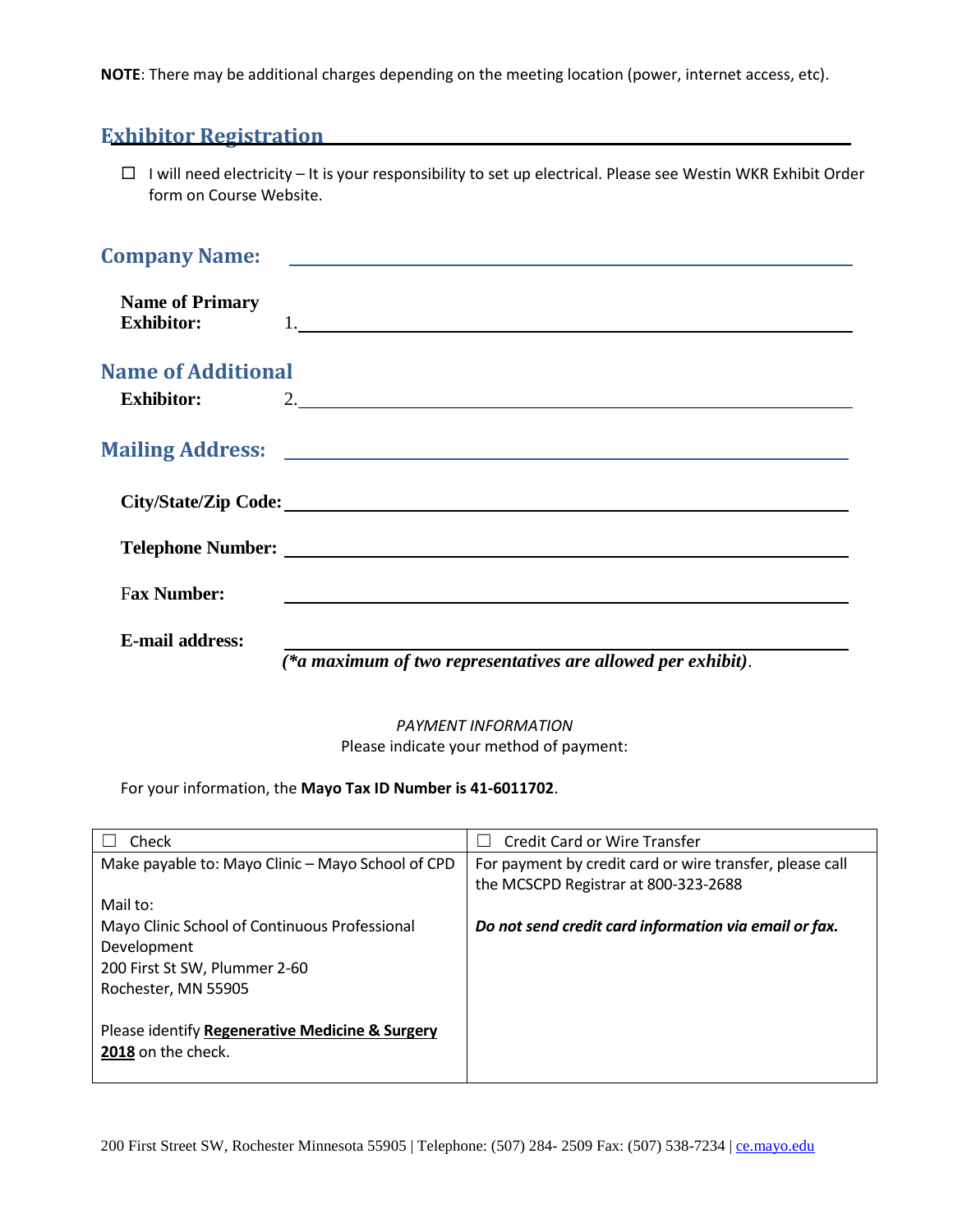**NOTE**: There may be additional charges depending on the meeting location (power, internet access, etc).

## Exhibitor Registration

☐ I will need electricity – It is your responsibility to set up electrical. Please see Westin WKR Exhibit Order form on Course Website.

**Company Name:** ______________________________

**Name of Primary Exhibitor:** 1.______________________________

**Name of Additional Exhibitor:** 2.______________________________

**Mailing Address:** ______________________________

**City/State/Zip Code:** ______________________________

**Telephone Number:** ______________________________

**Fax Number:** ______________________________

**E-mail address:** ______________________________

***(\*a maximum of two representatives are allowed per exhibit)***.

*PAYMENT INFORMATION*

Please indicate your method of payment:

For your information, the **Mayo Tax ID Number is 41-6011702**.

| ☐ Check | ☐ Credit Card or Wire Transfer |
|---|---|
| Make payable to: Mayo Clinic – Mayo School of CPD<br><br>Mail to:<br>Mayo Clinic School of Continuous Professional Development<br>200 First St SW, Plummer 2-60<br>Rochester, MN 55905<br><br>Please identify **Regenerative Medicine & Surgery 2018** on the check. | For payment by credit card or wire transfer, please call the MCSCPD Registrar at 800-323-2688<br><br>***Do not send credit card information via email or fax.*** |

200 First Street SW, Rochester Minnesota 55905 | Telephone: (507) 284- 2509 Fax: (507) 538-7234 | ce.mayo.edu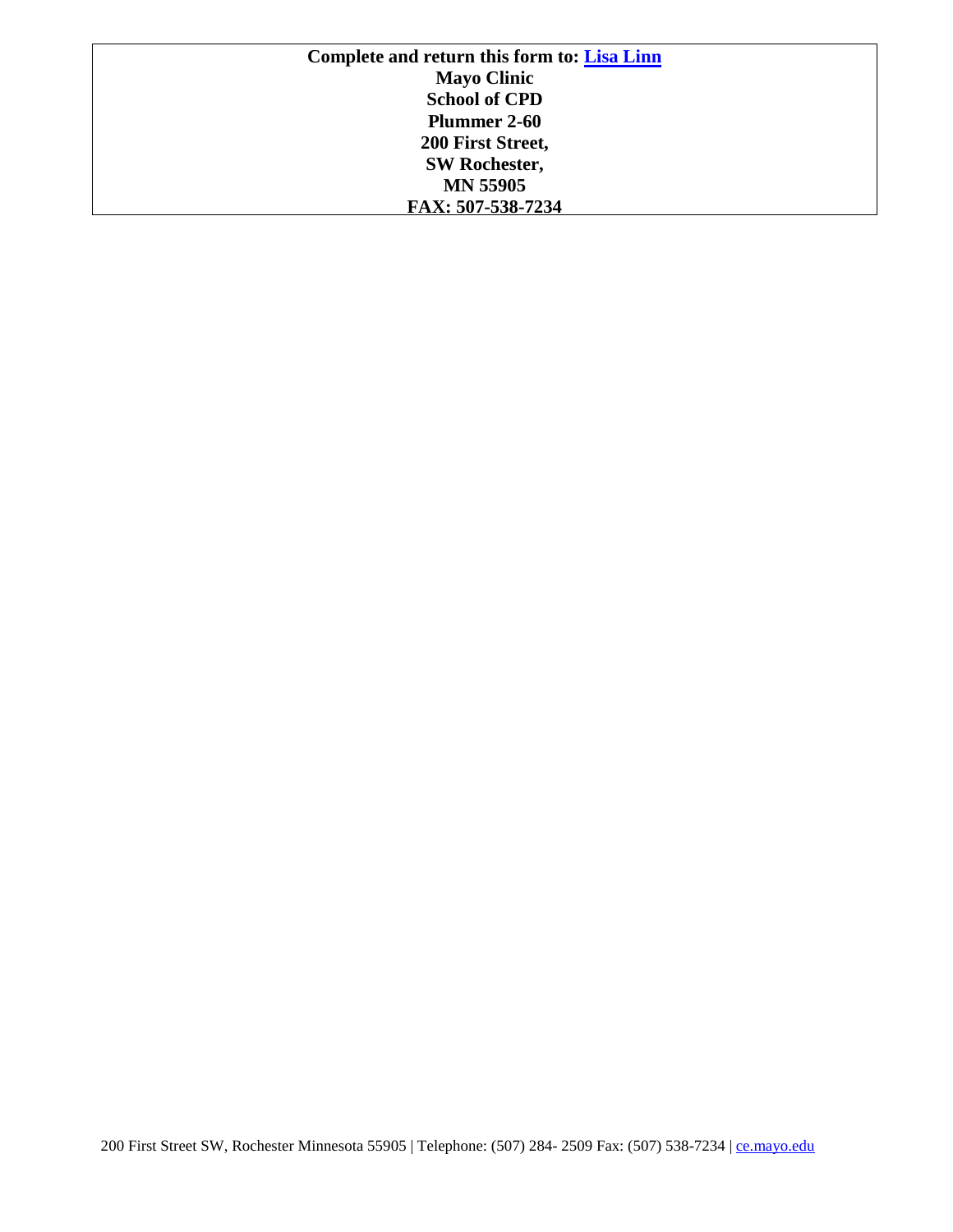**Complete and return this form to: Lisa Linn**
**Mayo Clinic**
**School of CPD**
**Plummer 2-60**
**200 First Street,**
**SW Rochester,**
**MN 55905**
**FAX: 507-538-7234**

200 First Street SW, Rochester Minnesota 55905 | Telephone: (507) 284- 2509 Fax: (507) 538-7234 | ce.mayo.edu